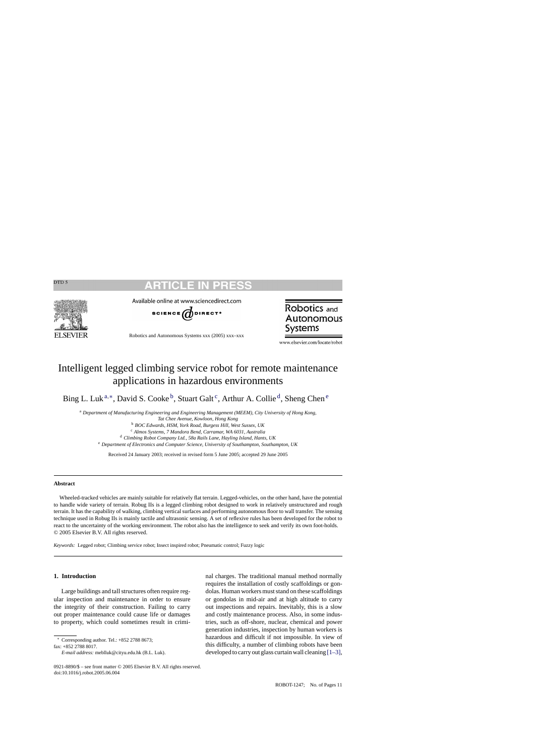# Intelligent legged climbing service robot for remote maintenance applications in hazardous environments

Bing L. Luk [a,*], David S. Cooke [b], Stuart Galt [c], Arthur A. Collie [d], Sheng Chen [e]

[a] *Department of Manufacturing Engineering and Engineering Management (MEEM), City University of Hong Kong, Tat Chee Avenue, Kowloon, Hong Kong*
[b] *BOC Edwards, HSM, York Road, Burgess Hill, West Sussex, UK*
[c] *Almos Systems, 7 Mandora Bend, Carramar, WA 6031, Australia*
[d] *Climbing Robot Company Ltd., 58a Rails Lane, Hayling Island, Hants, UK*
[e] *Department of Electronics and Computer Science, University of Southampton, Southampton, UK*

Received 24 January 2003; received in revised form 5 June 2005; accepted 29 June 2005

## Abstract

Wheeled-tracked vehicles are mainly suitable for relatively flat terrain. Legged-vehicles, on the other hand, have the potential to handle wide variety of terrain. Robug IIs is a legged climbing robot designed to work in relatively unstructured and rough terrain. It has the capability of walking, climbing vertical surfaces and performing autonomous floor to wall transfer. The sensing technique used in Robug IIs is mainly tactile and ultrasonic sensing. A set of reflexive rules has been developed for the robot to react to the uncertainty of the working environment. The robot also has the intelligence to seek and verify its own foot-holds.
© 2005 Elsevier B.V. All rights reserved.

*Keywords:* Legged robot; Climbing service robot; Insect inspired robot; Pneumatic control; Fuzzy logic

## 1. Introduction

Large buildings and tall structures often require regular inspection and maintenance in order to ensure the integrity of their construction. Failing to carry out proper maintenance could cause life or damages to property, which could sometimes result in criminal charges. The traditional manual method normally requires the installation of costly scaffoldings or gondolas. Human workers must stand on these scaffoldings or gondolas in mid-air and at high altitude to carry out inspections and repairs. Inevitably, this is a slow and costly maintenance process. Also, in some industries, such as off-shore, nuclear, chemical and power generation industries, inspection by human workers is hazardous and difficult if not impossible. In view of this difficulty, a number of climbing robots have been developed to carry out glass curtain wall cleaning [1–3],

* Corresponding author. Tel.: +852 2788 8673; fax: +852 2788 8017.
*E-mail address:* meblluk@cityu.edu.hk (B.L. Luk).

0921-8890/$ – see front matter © 2005 Elsevier B.V. All rights reserved.
doi:10.1016/j.robot.2005.06.004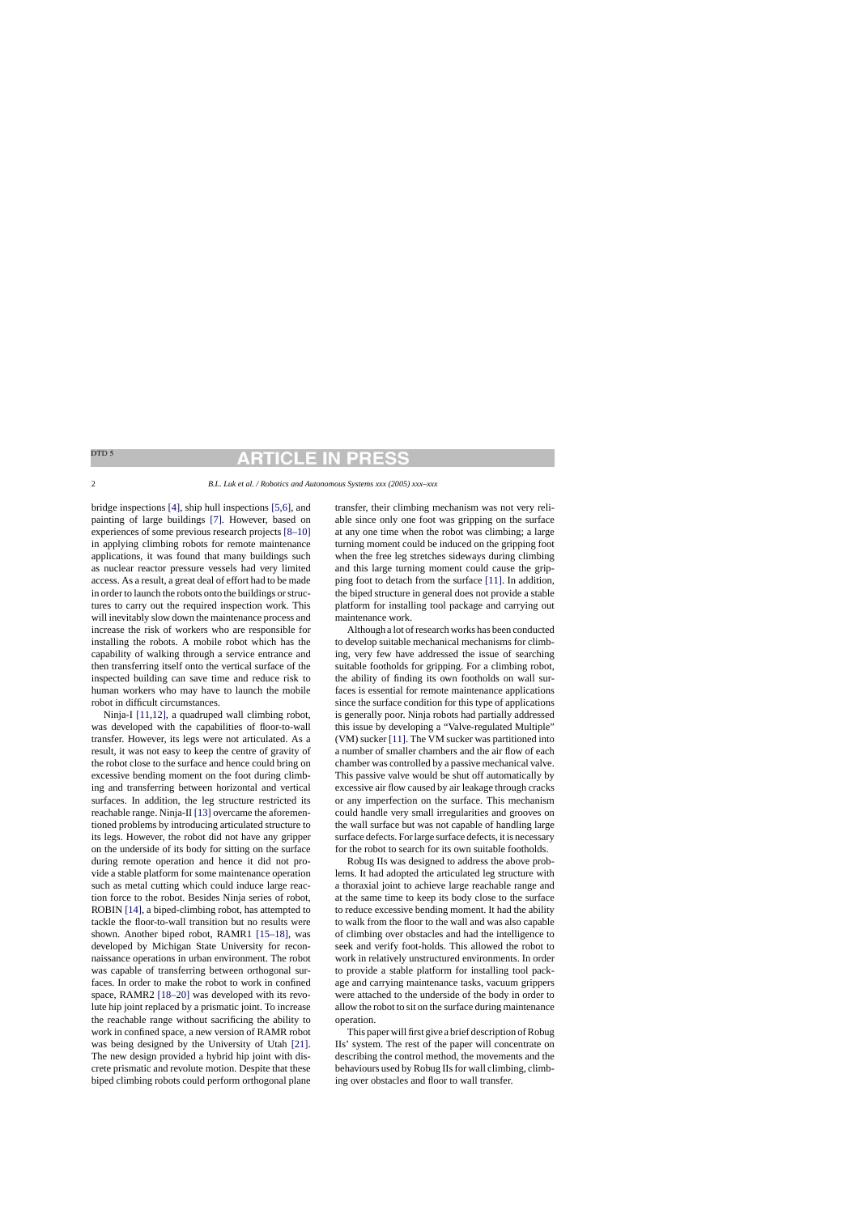bridge inspections [4], ship hull inspections [5,6], and painting of large buildings [7]. However, based on experiences of some previous research projects [8–10] in applying climbing robots for remote maintenance applications, it was found that many buildings such as nuclear reactor pressure vessels had very limited access. As a result, a great deal of effort had to be made in order to launch the robots onto the buildings or structures to carry out the required inspection work. This will inevitably slow down the maintenance process and increase the risk of workers who are responsible for installing the robots. A mobile robot which has the capability of walking through a service entrance and then transferring itself onto the vertical surface of the inspected building can save time and reduce risk to human workers who may have to launch the mobile robot in difficult circumstances.

Ninja-I [11,12], a quadruped wall climbing robot, was developed with the capabilities of floor-to-wall transfer. However, its legs were not articulated. As a result, it was not easy to keep the centre of gravity of the robot close to the surface and hence could bring on excessive bending moment on the foot during climbing and transferring between horizontal and vertical surfaces. In addition, the leg structure restricted its reachable range. Ninja-II [13] overcame the aforementioned problems by introducing articulated structure to its legs. However, the robot did not have any gripper on the underside of its body for sitting on the surface during remote operation and hence it did not provide a stable platform for some maintenance operation such as metal cutting which could induce large reaction force to the robot. Besides Ninja series of robot, ROBIN [14], a biped-climbing robot, has attempted to tackle the floor-to-wall transition but no results were shown. Another biped robot, RAMR1 [15–18], was developed by Michigan State University for reconnaissance operations in urban environment. The robot was capable of transferring between orthogonal surfaces. In order to make the robot to work in confined space, RAMR2 [18–20] was developed with its revolute hip joint replaced by a prismatic joint. To increase the reachable range without sacrificing the ability to work in confined space, a new version of RAMR robot was being designed by the University of Utah [21]. The new design provided a hybrid hip joint with discrete prismatic and revolute motion. Despite that these biped climbing robots could perform orthogonal plane transfer, their climbing mechanism was not very reliable since only one foot was gripping on the surface at any one time when the robot was climbing; a large turning moment could be induced on the gripping foot when the free leg stretches sideways during climbing and this large turning moment could cause the gripping foot to detach from the surface [11]. In addition, the biped structure in general does not provide a stable platform for installing tool package and carrying out maintenance work.

Although a lot of research works has been conducted to develop suitable mechanical mechanisms for climbing, very few have addressed the issue of searching suitable footholds for gripping. For a climbing robot, the ability of finding its own footholds on wall surfaces is essential for remote maintenance applications since the surface condition for this type of applications is generally poor. Ninja robots had partially addressed this issue by developing a "Valve-regulated Multiple" (VM) sucker [11]. The VM sucker was partitioned into a number of smaller chambers and the air flow of each chamber was controlled by a passive mechanical valve. This passive valve would be shut off automatically by excessive air flow caused by air leakage through cracks or any imperfection on the surface. This mechanism could handle very small irregularities and grooves on the wall surface but was not capable of handling large surface defects. For large surface defects, it is necessary for the robot to search for its own suitable footholds.

Robug IIs was designed to address the above problems. It had adopted the articulated leg structure with a thoraxial joint to achieve large reachable range and at the same time to keep its body close to the surface to reduce excessive bending moment. It had the ability to walk from the floor to the wall and was also capable of climbing over obstacles and had the intelligence to seek and verify foot-holds. This allowed the robot to work in relatively unstructured environments. In order to provide a stable platform for installing tool package and carrying maintenance tasks, vacuum grippers were attached to the underside of the body in order to allow the robot to sit on the surface during maintenance operation.

This paper will first give a brief description of Robug IIs' system. The rest of the paper will concentrate on describing the control method, the movements and the behaviours used by Robug IIs for wall climbing, climbing over obstacles and floor to wall transfer.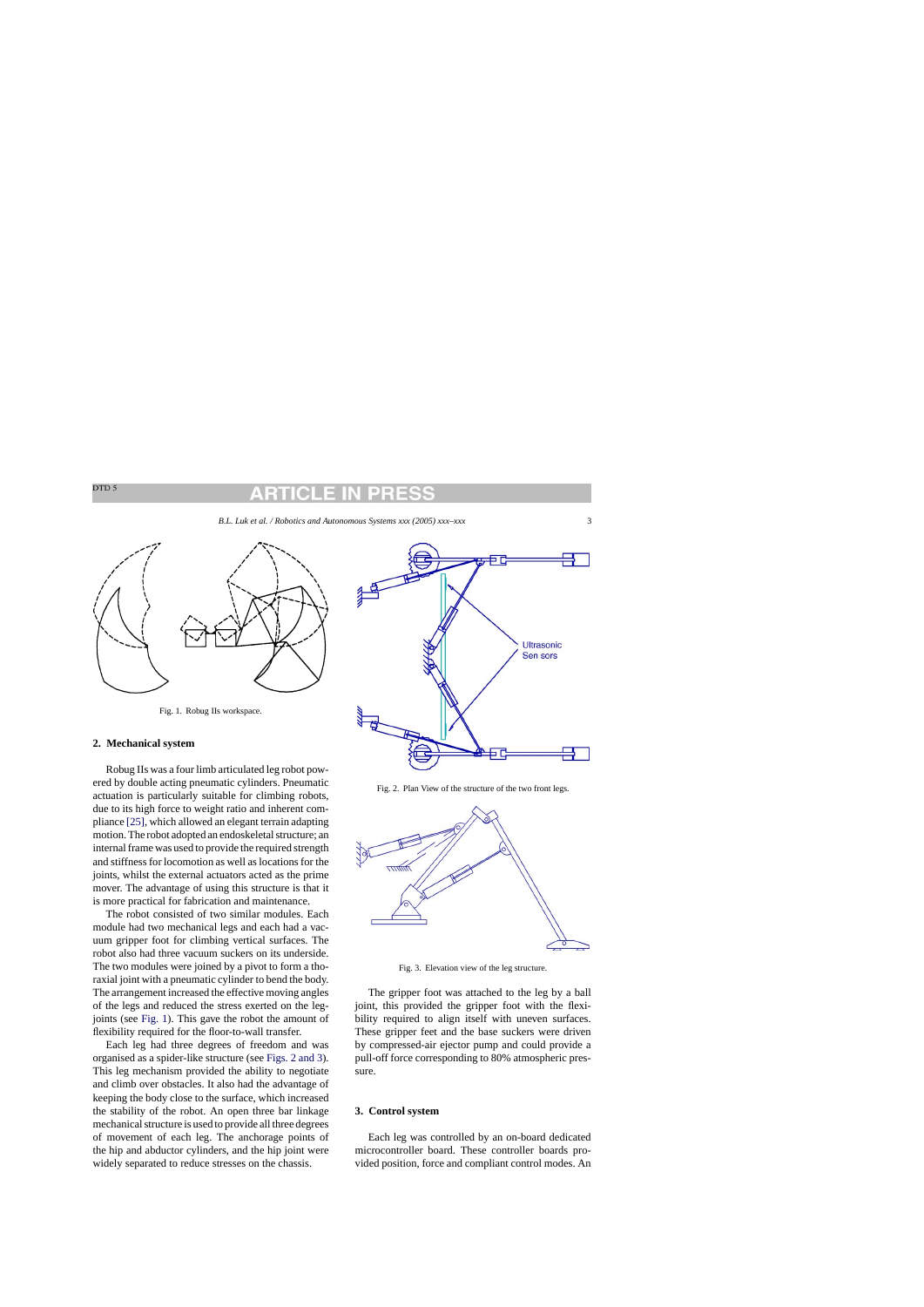Fig. 1. Robug IIs workspace.

## 2. Mechanical system

Robug IIs was a four limb articulated leg robot powered by double acting pneumatic cylinders. Pneumatic actuation is particularly suitable for climbing robots, due to its high force to weight ratio and inherent compliance [25], which allowed an elegant terrain adapting motion. The robot adopted an endoskeletal structure; an internal frame was used to provide the required strength and stiffness for locomotion as well as locations for the joints, whilst the external actuators acted as the prime mover. The advantage of using this structure is that it is more practical for fabrication and maintenance.

The robot consisted of two similar modules. Each module had two mechanical legs and each had a vacuum gripper foot for climbing vertical surfaces. The robot also had three vacuum suckers on its underside. The two modules were joined by a pivot to form a thoraxial joint with a pneumatic cylinder to bend the body. The arrangement increased the effective moving angles of the legs and reduced the stress exerted on the leg-joints (see Fig. 1). This gave the robot the amount of flexibility required for the floor-to-wall transfer.

Each leg had three degrees of freedom and was organised as a spider-like structure (see Figs. 2 and 3). This leg mechanism provided the ability to negotiate and climb over obstacles. It also had the advantage of keeping the body close to the surface, which increased the stability of the robot. An open three bar linkage mechanical structure is used to provide all three degrees of movement of each leg. The anchorage points of the hip and abductor cylinders, and the hip joint were widely separated to reduce stresses on the chassis.

Fig. 2. Plan View of the structure of the two front legs.

Fig. 3. Elevation view of the leg structure.

The gripper foot was attached to the leg by a ball joint, this provided the gripper foot with the flexibility required to align itself with uneven surfaces. These gripper feet and the base suckers were driven by compressed-air ejector pump and could provide a pull-off force corresponding to 80% atmospheric pressure.

## 3. Control system

Each leg was controlled by an on-board dedicated microcontroller board. These controller boards provided position, force and compliant control modes. An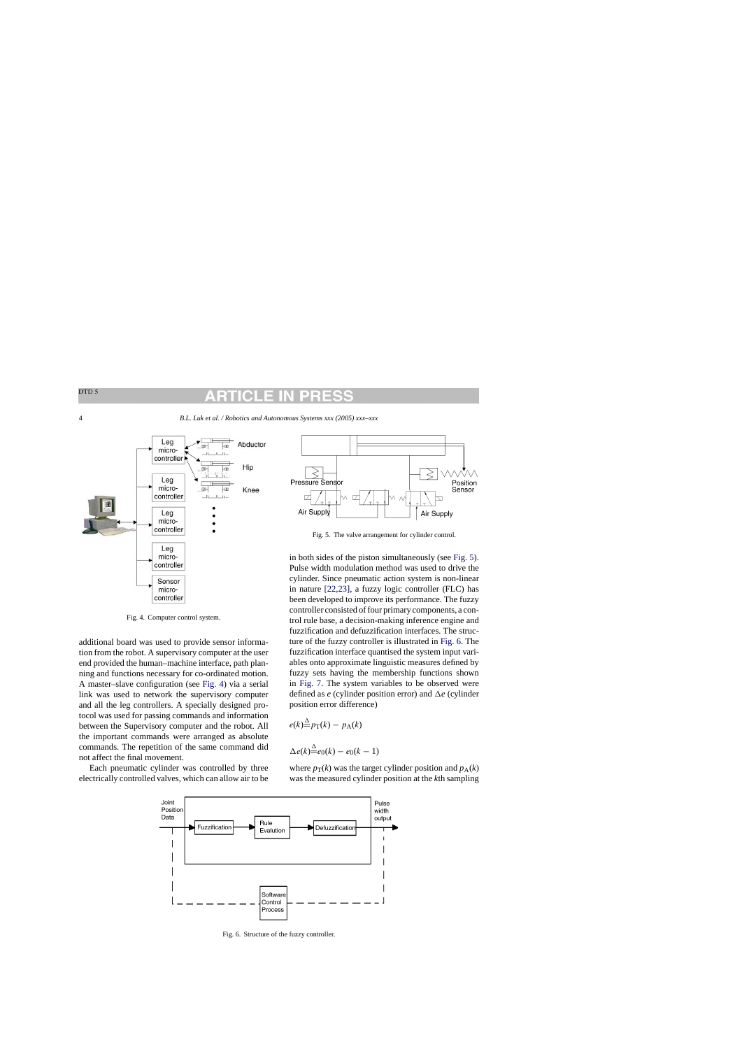Fig. 4. Computer control system.

additional board was used to provide sensor information from the robot. A supervisory computer at the user end provided the human–machine interface, path planning and functions necessary for co-ordinated motion. A master–slave configuration (see Fig. 4) via a serial link was used to network the supervisory computer and all the leg controllers. A specially designed protocol was used for passing commands and information between the Supervisory computer and the robot. All the important commands were arranged as absolute commands. The repetition of the same command did not affect the final movement.

Each pneumatic cylinder was controlled by three electrically controlled valves, which can allow air to be in both sides of the piston simultaneously (see Fig. 5). Pulse width modulation method was used to drive the cylinder. Since pneumatic action system is non-linear in nature [22,23], a fuzzy logic controller (FLC) has been developed to improve its performance. The fuzzy controller consisted of four primary components, a control rule base, a decision-making inference engine and fuzzification and defuzzification interfaces. The structure of the fuzzy controller is illustrated in Fig. 6. The fuzzification interface quantised the system input variables onto approximate linguistic measures defined by fuzzy sets having the membership functions shown in Fig. 7. The system variables to be observed were defined as $e$ (cylinder position error) and $\Delta e$ (cylinder position error difference)

Fig. 5. The valve arrangement for cylinder control.

$$e(k) \overset{\Delta}{=} p_{\mathrm{T}}(k) - p_{\mathrm{A}}(k)$$

$$\Delta e(k) \overset{\Delta}{=} e_0(k) - e_0(k-1)$$

where $p_{\mathrm{T}}(k)$ was the target cylinder position and $p_{\mathrm{A}}(k)$ was the measured cylinder position at the $k$th sampling

Fig. 6. Structure of the fuzzy controller.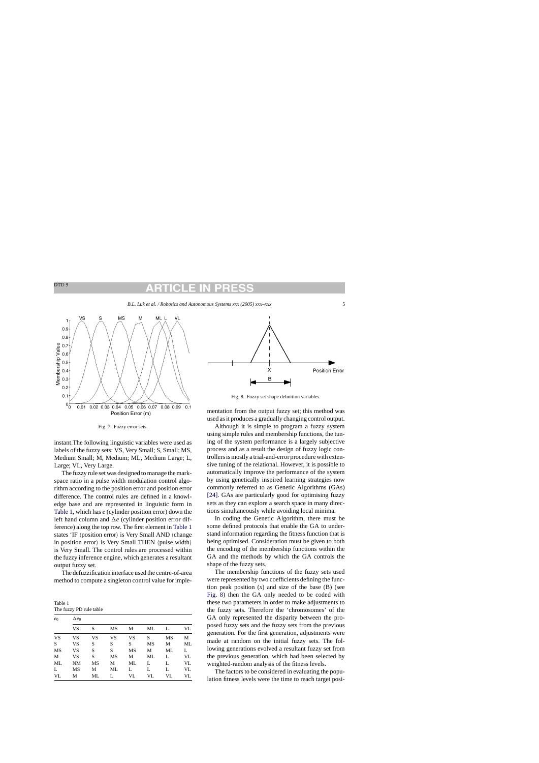Fig. 7. Fuzzy error sets.

Fig. 8. Fuzzy set shape definition variables.

instant.The following linguistic variables were used as labels of the fuzzy sets: VS, Very Small; S, Small; MS, Medium Small; M, Medium; ML, Medium Large; L, Large; VL, Very Large.

The fuzzy rule set was designed to manage the mark-space ratio in a pulse width modulation control algorithm according to the position error and position error difference. The control rules are defined in a knowledge base and are represented in linguistic form in Table 1, which has $e$ (cylinder position error) down the left hand column and $\Delta e$ (cylinder position error difference) along the top row. The first element in Table 1 states 'IF ⟨position error⟩ is Very Small AND ⟨change in position error⟩ is Very Small THEN ⟨pulse width⟩ is Very Small. The control rules are processed within the fuzzy inference engine, which generates a resultant output fuzzy set.

The defuzzification interface used the centre-of-area method to compute a singleton control value for implementation from the output fuzzy set; this method was used as it produces a gradually changing control output.

Table 1
The fuzzy PD rule table

| $e_0$ | $\Delta e_0$ | | | | | | |
|---|---|---|---|---|---|---|---|
| | VS | S | MS | M | ML | L | VL |
| VS | VS | VS | VS | VS | S | MS | M |
| S | VS | S | S | S | MS | M | ML |
| MS | VS | S | S | MS | M | ML | L |
| M | VS | S | MS | M | ML | L | VL |
| ML | NM | MS | M | ML | L | L | VL |
| L | MS | M | ML | L | L | L | VL |
| VL | M | ML | L | VL | VL | VL | VL |

Although it is simple to program a fuzzy system using simple rules and membership functions, the tuning of the system performance is a largely subjective process and as a result the design of fuzzy logic controllers is mostly a trial-and-error procedure with extensive tuning of the relational. However, it is possible to automatically improve the performance of the system by using genetically inspired learning strategies now commonly referred to as Genetic Algorithms (GAs) [24]. GAs are particularly good for optimising fuzzy sets as they can explore a search space in many directions simultaneously while avoiding local minima.

In coding the Genetic Algorithm, there must be some defined protocols that enable the GA to understand information regarding the fitness function that is being optimised. Consideration must be given to both the encoding of the membership functions within the GA and the methods by which the GA controls the shape of the fuzzy sets.

The membership functions of the fuzzy sets used were represented by two coefficients defining the function peak position ($x$) and size of the base (B) (see Fig. 8) then the GA only needed to be coded with these two parameters in order to make adjustments to the fuzzy sets. Therefore the 'chromosomes' of the GA only represented the disparity between the proposed fuzzy sets and the fuzzy sets from the previous generation. For the first generation, adjustments were made at random on the initial fuzzy sets. The following generations evolved a resultant fuzzy set from the previous generation, which had been selected by weighted-random analysis of the fitness levels.

The factors to be considered in evaluating the population fitness levels were the time to reach target posi-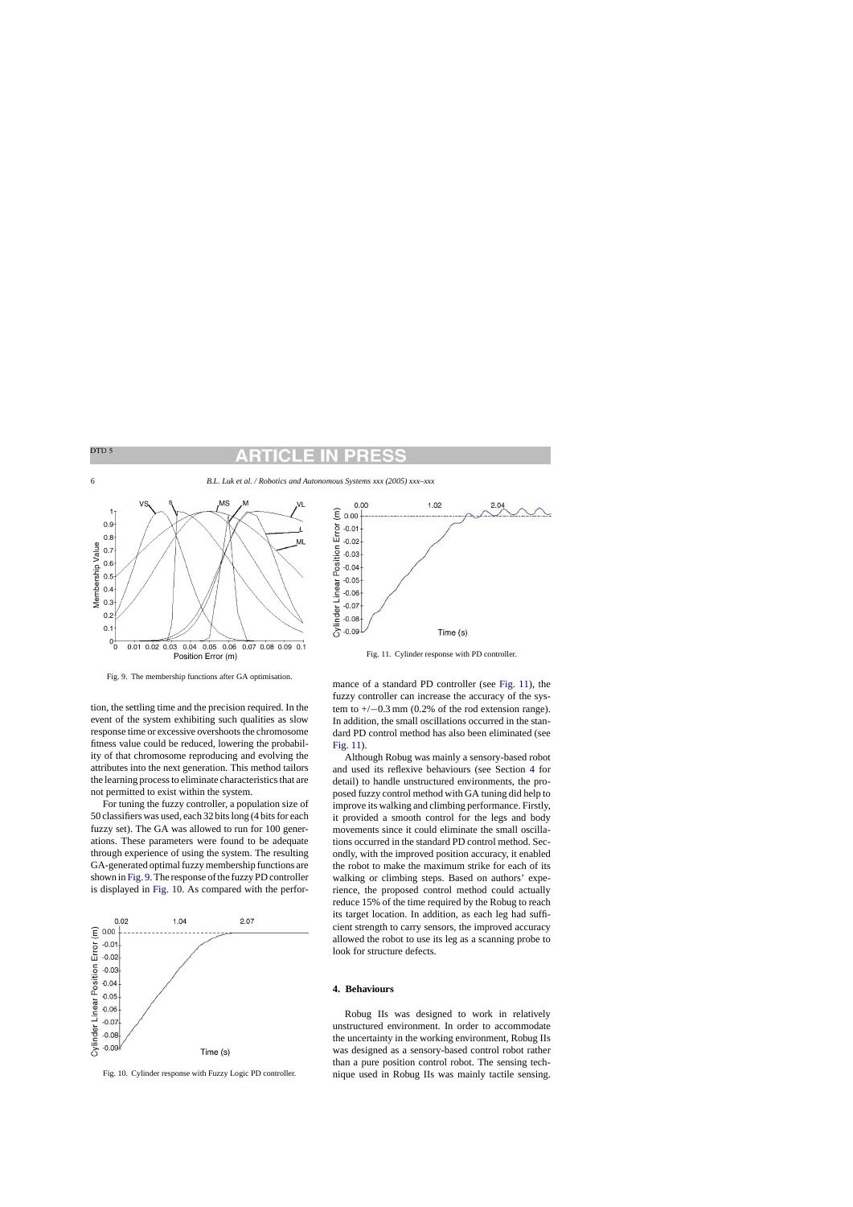Fig. 9. The membership functions after GA optimisation.

Fig. 10. Cylinder response with Fuzzy Logic PD controller.

Fig. 11. Cylinder response with PD controller.

tion, the settling time and the precision required. In the event of the system exhibiting such qualities as slow response time or excessive overshoots the chromosome fitness value could be reduced, lowering the probability of that chromosome reproducing and evolving the attributes into the next generation. This method tailors the learning process to eliminate characteristics that are not permitted to exist within the system.

For tuning the fuzzy controller, a population size of 50 classifiers was used, each 32 bits long (4 bits for each fuzzy set). The GA was allowed to run for 100 generations. These parameters were found to be adequate through experience of using the system. The resulting GA-generated optimal fuzzy membership functions are shown in Fig. 9. The response of the fuzzy PD controller is displayed in Fig. 10. As compared with the performance of a standard PD controller (see Fig. 11), the fuzzy controller can increase the accuracy of the system to +/−0.3 mm (0.2% of the rod extension range). In addition, the small oscillations occurred in the standard PD control method has also been eliminated (see Fig. 11).

Although Robug was mainly a sensory-based robot and used its reflexive behaviours (see Section 4 for detail) to handle unstructured environments, the proposed fuzzy control method with GA tuning did help to improve its walking and climbing performance. Firstly, it provided a smooth control for the legs and body movements since it could eliminate the small oscillations occurred in the standard PD control method. Secondly, with the improved position accuracy, it enabled the robot to make the maximum strike for each of its walking or climbing steps. Based on authors' experience, the proposed control method could actually reduce 15% of the time required by the Robug to reach its target location. In addition, as each leg had sufficient strength to carry sensors, the improved accuracy allowed the robot to use its leg as a scanning probe to look for structure defects.

## 4. Behaviours

Robug IIs was designed to work in relatively unstructured environment. In order to accommodate the uncertainty in the working environment, Robug IIs was designed as a sensory-based control robot rather than a pure position control robot. The sensing technique used in Robug IIs was mainly tactile sensing.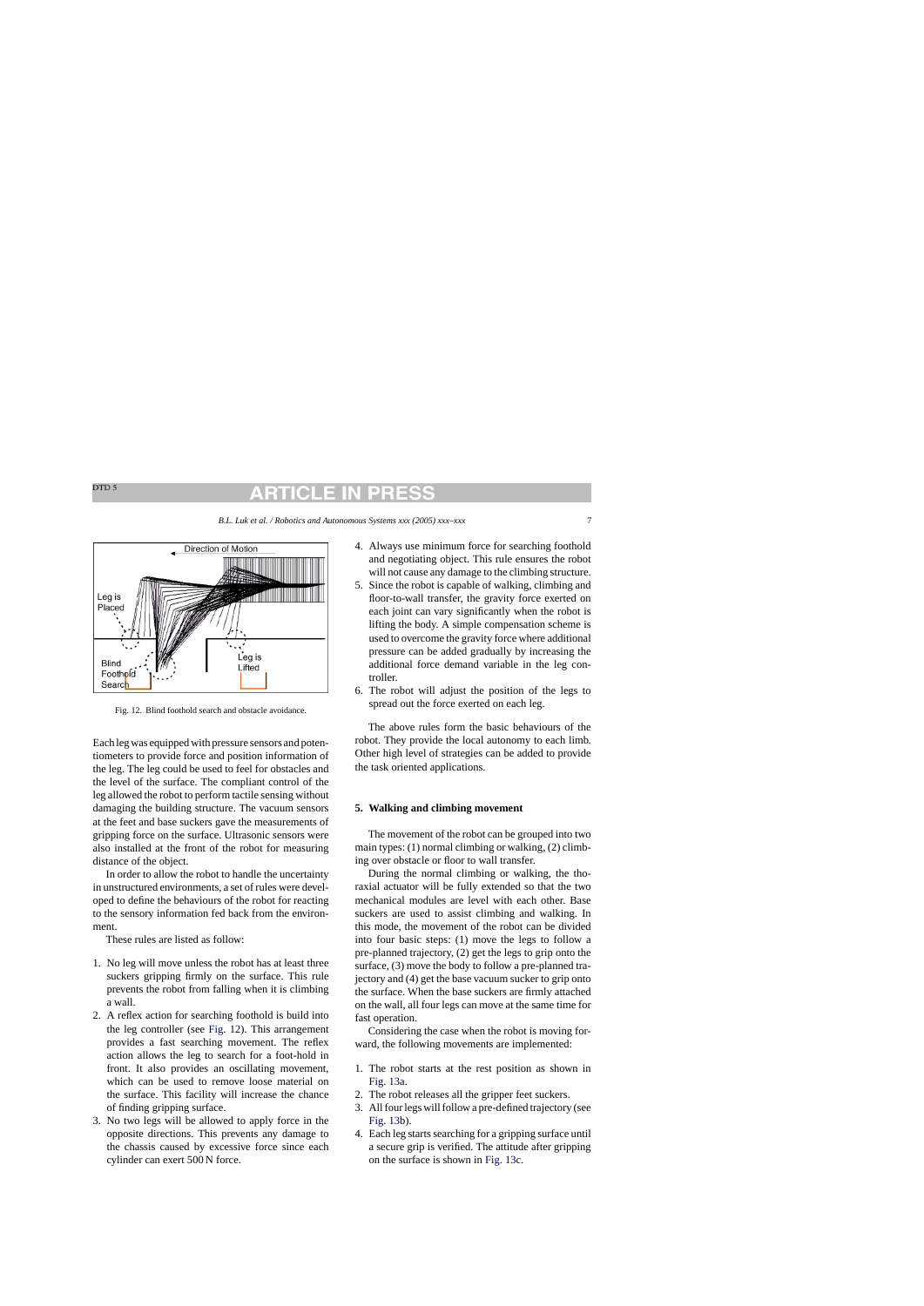Fig. 12. Blind foothold search and obstacle avoidance.

Each leg was equipped with pressure sensors and potentiometers to provide force and position information of the leg. The leg could be used to feel for obstacles and the level of the surface. The compliant control of the leg allowed the robot to perform tactile sensing without damaging the building structure. The vacuum sensors at the feet and base suckers gave the measurements of gripping force on the surface. Ultrasonic sensors were also installed at the front of the robot for measuring distance of the object.

In order to allow the robot to handle the uncertainty in unstructured environments, a set of rules were developed to define the behaviours of the robot for reacting to the sensory information fed back from the environment.

These rules are listed as follow:

1. No leg will move unless the robot has at least three suckers gripping firmly on the surface. This rule prevents the robot from falling when it is climbing a wall.
2. A reflex action for searching foothold is build into the leg controller (see Fig. 12). This arrangement provides a fast searching movement. The reflex action allows the leg to search for a foot-hold in front. It also provides an oscillating movement, which can be used to remove loose material on the surface. This facility will increase the chance of finding gripping surface.
3. No two legs will be allowed to apply force in the opposite directions. This prevents any damage to the chassis caused by excessive force since each cylinder can exert 500 N force.
4. Always use minimum force for searching foothold and negotiating object. This rule ensures the robot will not cause any damage to the climbing structure.
5. Since the robot is capable of walking, climbing and floor-to-wall transfer, the gravity force exerted on each joint can vary significantly when the robot is lifting the body. A simple compensation scheme is used to overcome the gravity force where additional pressure can be added gradually by increasing the additional force demand variable in the leg controller.
6. The robot will adjust the position of the legs to spread out the force exerted on each leg.

The above rules form the basic behaviours of the robot. They provide the local autonomy to each limb. Other high level of strategies can be added to provide the task oriented applications.

## 5. Walking and climbing movement

The movement of the robot can be grouped into two main types: (1) normal climbing or walking, (2) climbing over obstacle or floor to wall transfer.

During the normal climbing or walking, the thoraxial actuator will be fully extended so that the two mechanical modules are level with each other. Base suckers are used to assist climbing and walking. In this mode, the movement of the robot can be divided into four basic steps: (1) move the legs to follow a pre-planned trajectory, (2) get the legs to grip onto the surface, (3) move the body to follow a pre-planned trajectory and (4) get the base vacuum sucker to grip onto the surface. When the base suckers are firmly attached on the wall, all four legs can move at the same time for fast operation.

Considering the case when the robot is moving forward, the following movements are implemented:

1. The robot starts at the rest position as shown in Fig. 13a.
2. The robot releases all the gripper feet suckers.
3. All four legs will follow a pre-defined trajectory (see Fig. 13b).
4. Each leg starts searching for a gripping surface until a secure grip is verified. The attitude after gripping on the surface is shown in Fig. 13c.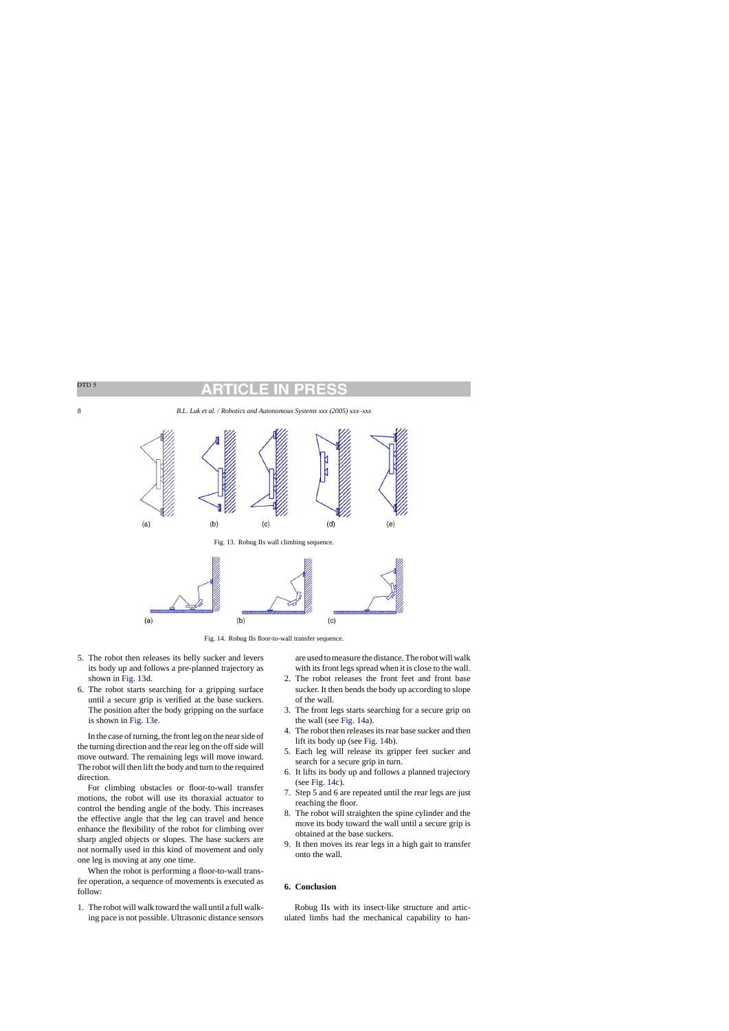Fig. 13. Robug IIs wall climbing sequence.

Fig. 14. Robug IIs floor-to-wall transfer sequence.

5. The robot then releases its belly sucker and levers its body up and follows a pre-planned trajectory as shown in Fig. 13d.
6. The robot starts searching for a gripping surface until a secure grip is verified at the base suckers. The position after the body gripping on the surface is shown in Fig. 13e.

In the case of turning, the front leg on the near side of the turning direction and the rear leg on the off side will move outward. The remaining legs will move inward. The robot will then lift the body and turn to the required direction.

For climbing obstacles or floor-to-wall transfer motions, the robot will use its thoraxial actuator to control the bending angle of the body. This increases the effective angle that the leg can travel and hence enhance the flexibility of the robot for climbing over sharp angled objects or slopes. The base suckers are not normally used in this kind of movement and only one leg is moving at any one time.

When the robot is performing a floor-to-wall transfer operation, a sequence of movements is executed as follow:

1. The robot will walk toward the wall until a full walking pace is not possible. Ultrasonic distance sensors are used to measure the distance. The robot will walk with its front legs spread when it is close to the wall.
2. The robot releases the front feet and front base sucker. It then bends the body up according to slope of the wall.
3. The front legs starts searching for a secure grip on the wall (see Fig. 14a).
4. The robot then releases its rear base sucker and then lift its body up (see Fig. 14b).
5. Each leg will release its gripper feet sucker and search for a secure grip in turn.
6. It lifts its body up and follows a planned trajectory (see Fig. 14c).
7. Step 5 and 6 are repeated until the rear legs are just reaching the floor.
8. The robot will straighten the spine cylinder and the move its body toward the wall until a secure grip is obtained at the base suckers.
9. It then moves its rear legs in a high gait to transfer onto the wall.

## 6. Conclusion

Robug IIs with its insect-like structure and articulated limbs had the mechanical capability to han-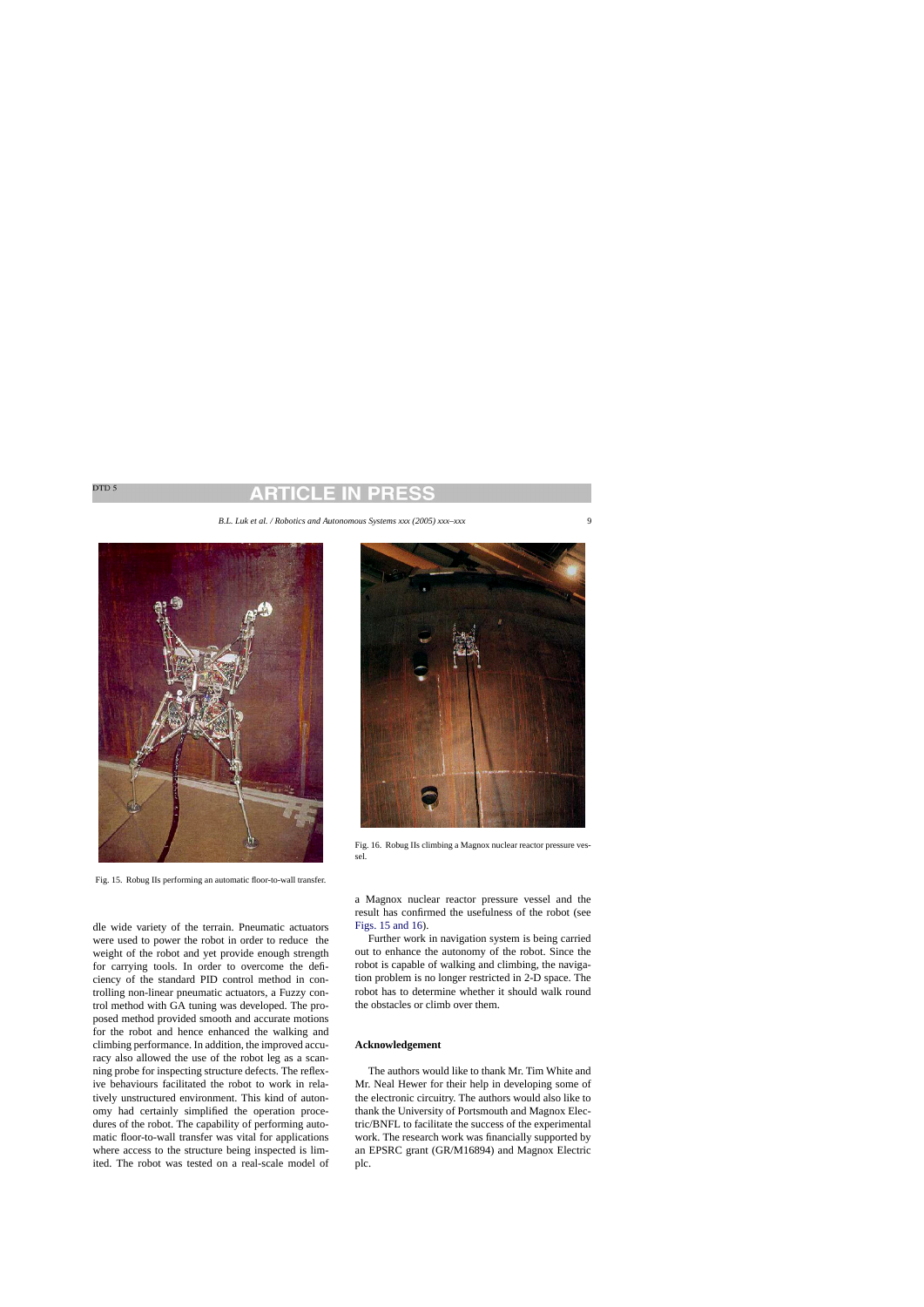Fig. 15. Robug IIs performing an automatic floor-to-wall transfer.

Fig. 16. Robug IIs climbing a Magnox nuclear reactor pressure vessel.

dle wide variety of the terrain. Pneumatic actuators were used to power the robot in order to reduce the weight of the robot and yet provide enough strength for carrying tools. In order to overcome the deficiency of the standard PID control method in controlling non-linear pneumatic actuators, a Fuzzy control method with GA tuning was developed. The proposed method provided smooth and accurate motions for the robot and hence enhanced the walking and climbing performance. In addition, the improved accuracy also allowed the use of the robot leg as a scanning probe for inspecting structure defects. The reflexive behaviours facilitated the robot to work in relatively unstructured environment. This kind of autonomy had certainly simplified the operation procedures of the robot. The capability of performing automatic floor-to-wall transfer was vital for applications where access to the structure being inspected is limited. The robot was tested on a real-scale model of a Magnox nuclear reactor pressure vessel and the result has confirmed the usefulness of the robot (see Figs. 15 and 16).

Further work in navigation system is being carried out to enhance the autonomy of the robot. Since the robot is capable of walking and climbing, the navigation problem is no longer restricted in 2-D space. The robot has to determine whether it should walk round the obstacles or climb over them.

## Acknowledgement

The authors would like to thank Mr. Tim White and Mr. Neal Hewer for their help in developing some of the electronic circuitry. The authors would also like to thank the University of Portsmouth and Magnox Electric/BNFL to facilitate the success of the experimental work. The research work was financially supported by an EPSRC grant (GR/M16894) and Magnox Electric plc.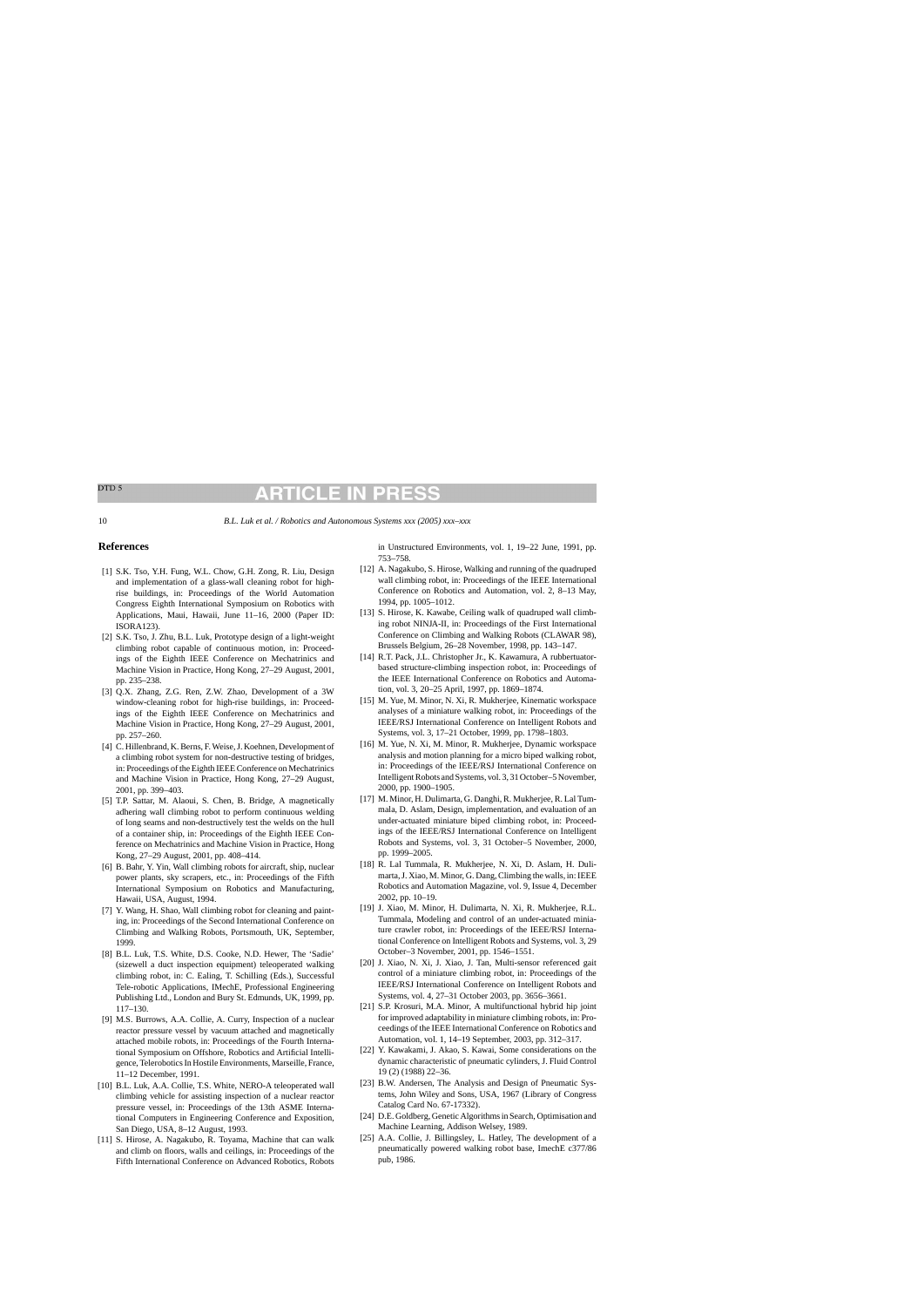## References

[1] S.K. Tso, Y.H. Fung, W.L. Chow, G.H. Zong, R. Liu, Design and implementation of a glass-wall cleaning robot for high-rise buildings, in: Proceedings of the World Automation Congress Eighth International Symposium on Robotics with Applications, Maui, Hawaii, June 11–16, 2000 (Paper ID: ISORA123).

[2] S.K. Tso, J. Zhu, B.L. Luk, Prototype design of a light-weight climbing robot capable of continuous motion, in: Proceedings of the Eighth IEEE Conference on Mechatronics and Machine Vision in Practice, Hong Kong, 27–29 August, 2001, pp. 235–238.

[3] Q.X. Zhang, Z.G. Ren, Z.W. Zhao, Development of a 3W window-cleaning robot for high-rise buildings, in: Proceedings of the Eighth IEEE Conference on Mechatronics and Machine Vision in Practice, Hong Kong, 27–29 August, 2001, pp. 257–260.

[4] C. Hillenbrand, K. Berns, F. Weise, J. Koehnen, Development of a climbing robot system for non-destructive testing of bridges, in: Proceedings of the Eighth IEEE Conference on Mechatrinics and Machine Vision in Practice, Hong Kong, 27–29 August, 2001, pp. 399–403.

[5] T.P. Sattar, M. Alaoui, S. Chen, B. Bridge, A magnetically adhering wall climbing robot to perform continuous welding of long seams and non-destructively test the welds on the hull of a container ship, in: Proceedings of the Eighth IEEE Conference on Mechatronics and Machine Vision in Practice, Hong Kong, 27–29 August, 2001, pp. 408–414.

[6] B. Bahr, Y. Yin, Wall climbing robots for aircraft, ship, nuclear power plants, sky scrapers, etc., in: Proceedings of the Fifth International Symposium on Robotics and Manufacturing, Hawaii, USA, August, 1994.

[7] Y. Wang, H. Shao, Wall climbing robot for cleaning and painting, in: Proceedings of the Second International Conference on Climbing and Walking Robots, Portsmouth, UK, September, 1999.

[8] B.L. Luk, T.S. White, D.S. Cooke, N.D. Hewer, The 'Sadie' (sizewell a duct inspection equipment) teleoperated walking climbing robot, in: C. Ealing, T. Schilling (Eds.), Successful Tele-robotic Applications, IMechE, Professional Engineering Publishing Ltd., London and Bury St. Edmunds, UK, 1999, pp. 117–130.

[9] M.S. Burrows, A.A. Collie, A. Curry, Inspection of a nuclear reactor pressure vessel by vacuum attached and magnetically attached mobile robots, in: Proceedings of the Fourth International Symposium on Offshore, Robotics and Artificial Intelligence, Telerobotics In Hostile Environments, Marseille, France, 11–12 December, 1991.

[10] B.L. Luk, A.A. Collie, T.S. White, NERO-A teleoperated wall climbing vehicle for assisting inspection of a nuclear reactor pressure vessel, in: Proceedings of the 13th ASME International Computers in Engineering Conference and Exposition, San Diego, USA, 8–12 August, 1993.

[11] S. Hirose, A. Nagakubo, R. Toyama, Machine that can walk and climb on floors, walls and ceilings, in: Proceedings of the Fifth International Conference on Advanced Robotics, Robots in Unstructured Environments, vol. 1, 19–22 June, 1991, pp. 753–758.

[12] A. Nagakubo, S. Hirose, Walking and running of the quadruped wall climbing robot, in: Proceedings of the IEEE International Conference on Robotics and Automation, vol. 2, 8–13 May, 1994, pp. 1005–1012.

[13] S. Hirose, K. Kawabe, Ceiling walk of quadruped wall climbing robot NINJA-II, in: Proceedings of the First International Conference on Climbing and Walking Robots (CLAWAR 98), Brussels Belgium, 26–28 November, 1998, pp. 143–147.

[14] R.T. Pack, J.L. Christopher Jr., K. Kawamura, A rubbertuator-based structure-climbing inspection robot, in: Proceedings of the IEEE International Conference on Robotics and Automation, vol. 3, 20–25 April, 1997, pp. 1869–1874.

[15] M. Yue, M. Minor, N. Xi, R. Mukherjee, Kinematic workspace analyses of a miniature walking robot, in: Proceedings of the IEEE/RSJ International Conference on Intelligent Robots and Systems, vol. 3, 17–21 October, 1999, pp. 1798–1803.

[16] M. Yue, N. Xi, M. Minor, R. Mukherjee, Dynamic workspace analysis and motion planning for a micro biped walking robot, in: Proceedings of the IEEE/RSJ International Conference on Intelligent Robots and Systems, vol. 3, 31 October–5 November, 2000, pp. 1900–1905.

[17] M. Minor, H. Dulimarta, G. Danghi, R. Mukherjee, R. Lal Tummala, D. Aslam, Design, implementation, and evaluation of an under-actuated miniature biped climbing robot, in: Proceedings of the IEEE/RSJ International Conference on Intelligent Robots and Systems, vol. 3, 31 October–5 November, 2000, pp. 1999–2005.

[18] R. Lal Tummala, R. Mukherjee, N. Xi, D. Aslam, H. Dulimarta, J. Xiao, M. Minor, G. Dang, Climbing the walls, in: IEEE Robotics and Automation Magazine, vol. 9, Issue 4, December 2002, pp. 10–19.

[19] J. Xiao, M. Minor, H. Dulimarta, N. Xi, R. Mukherjee, R.L. Tummala, Modeling and control of an under-actuated miniature crawler robot, in: Proceedings of the IEEE/RSJ International Conference on Intelligent Robots and Systems, vol. 3, 29 October–3 November, 2001, pp. 1546–1551.

[20] J. Xiao, N. Xi, J. Xiao, J. Tan, Multi-sensor referenced gait control of a miniature climbing robot, in: Proceedings of the IEEE/RSJ International Conference on Intelligent Robots and Systems, vol. 4, 27–31 October 2003, pp. 3656–3661.

[21] S.P. Krosuri, M.A. Minor, A multifunctional hybrid hip joint for improved adaptability in miniature climbing robots, in: Proceedings of the IEEE International Conference on Robotics and Automation, vol. 1, 14–19 September, 2003, pp. 312–317.

[22] Y. Kawakami, J. Akao, S. Kawai, Some considerations on the dynamic characteristic of pneumatic cylinders, J. Fluid Control 19 (2) (1988) 22–36.

[23] B.W. Andersen, The Analysis and Design of Pneumatic Systems, John Wiley and Sons, USA, 1967 (Library of Congress Catalog Card No. 67-17332).

[24] D.E. Goldberg, Genetic Algorithms in Search, Optimisation and Machine Learning, Addison Welsey, 1989.

[25] A.A. Collie, J. Billingsley, L. Hatley, The development of a pneumatically powered walking robot base, ImechE c377/86 pub, 1986.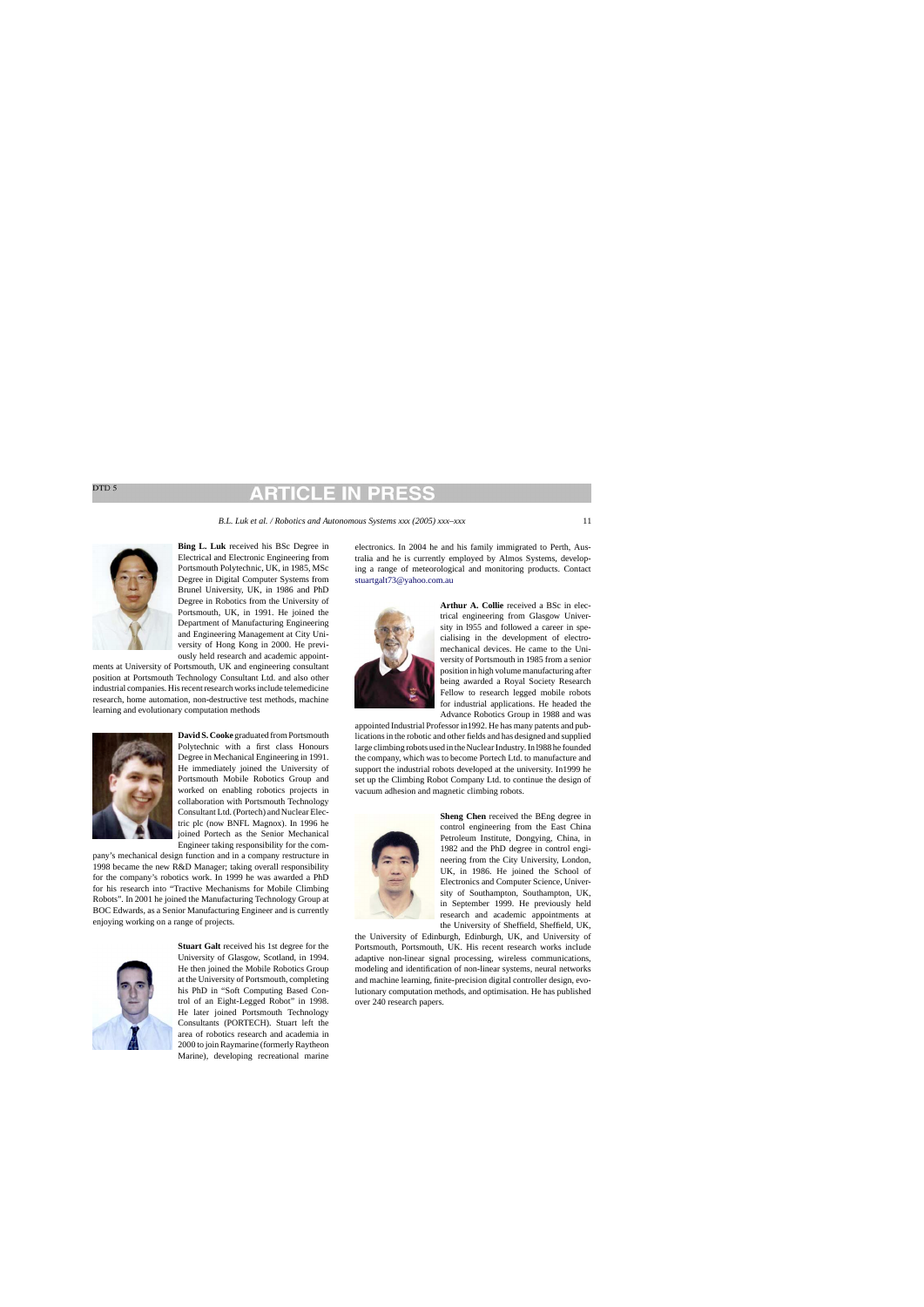**Bing L. Luk** received his BSc Degree in Electrical and Electronic Engineering from Portsmouth Polytechnic, UK, in 1985, MSc Degree in Digital Computer Systems from Brunel University, UK, in 1986 and PhD Degree in Robotics from the University of Portsmouth, UK, in 1991. He joined the Department of Manufacturing Engineering and Engineering Management at City University of Hong Kong in 2000. He previously held research and academic appointments at University of Portsmouth, UK and engineering consultant position at Portsmouth Technology Consultant Ltd. and also other industrial companies. His recent research works include telemedicine research, home automation, non-destructive test methods, machine learning and evolutionary computation methods

**David S. Cooke** graduated from Portsmouth Polytechnic with a first class Honours Degree in Mechanical Engineering in 1991. He immediately joined the University of Portsmouth Mobile Robotics Group and worked on enabling robotics projects in collaboration with Portsmouth Technology Consultant Ltd. (Portech) and Nuclear Electric plc (now BNFL Magnox). In 1996 he joined Portech as the Senior Mechanical Engineer taking responsibility for the company's mechanical design function and in a company restructure in 1998 became the new R&D Manager; taking overall responsibility for the company's robotics work. In 1999 he was awarded a PhD for his research into "Tractive Mechanisms for Mobile Climbing Robots". In 2001 he joined the Manufacturing Technology Group at BOC Edwards, as a Senior Manufacturing Engineer and is currently enjoying working on a range of projects.

**Stuart Galt** received his 1st degree for the University of Glasgow, Scotland, in 1994. He then joined the Mobile Robotics Group at the University of Portsmouth, completing his PhD in "Soft Computing Based Control of an Eight-Legged Robot" in 1998. He later joined Portsmouth Technology Consultants (PORTECH). Stuart left the area of robotics research and academia in 2000 to join Raymarine (formerly Raytheon Marine), developing recreational marine electronics. In 2004 he and his family immigrated to Perth, Australia and he is currently employed by Almos Systems, developing a range of meteorological and monitoring products. Contact stuartgalt73@yahoo.com.au

**Arthur A. Collie** received a BSc in electrical engineering from Glasgow University in l955 and followed a career in specialising in the development of electromechanical devices. He came to the University of Portsmouth in 1985 from a senior position in high volume manufacturing after being awarded a Royal Society Research Fellow to research legged mobile robots for industrial applications. He headed the Advance Robotics Group in 1988 and was appointed Industrial Professor in1992. He has many patents and publications in the robotic and other fields and has designed and supplied large climbing robots used in the Nuclear Industry. In l988 he founded the company, which was to become Portech Ltd. to manufacture and support the industrial robots developed at the university. In1999 he set up the Climbing Robot Company Ltd. to continue the design of vacuum adhesion and magnetic climbing robots.

**Sheng Chen** received the BEng degree in control engineering from the East China Petroleum Institute, Dongying, China, in 1982 and the PhD degree in control engineering from the City University, London, UK, in 1986. He joined the School of Electronics and Computer Science, University of Southampton, Southampton, UK, in September 1999. He previously held research and academic appointments at the University of Sheffield, Sheffield, UK, the University of Edinburgh, Edinburgh, UK, and University of Portsmouth, Portsmouth, UK. His recent research works include adaptive non-linear signal processing, wireless communications, modeling and identification of non-linear systems, neural networks and machine learning, finite-precision digital controller design, evolutionary computation methods, and optimisation. He has published over 240 research papers.